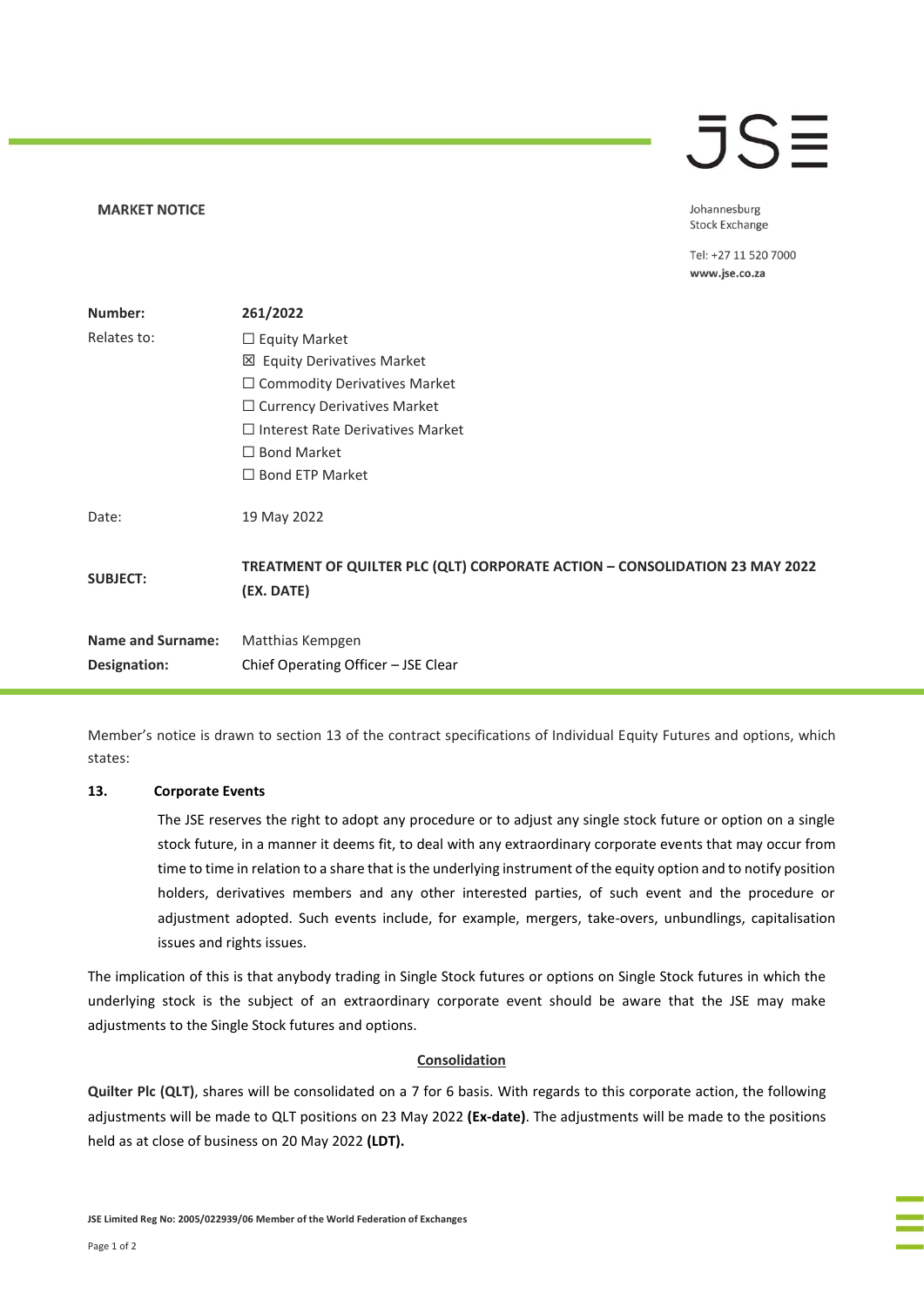# MARKET NOTICE

Johannesburg Stock Exchange

Tel: +27 11 520 7000
**www.jse.co.za**

| | |
|---|---|
| **Number:** | **261/2022** |
| Relates to: | ☐ Equity Market<br>☒ Equity Derivatives Market<br>☐ Commodity Derivatives Market<br>☐ Currency Derivatives Market<br>☐ Interest Rate Derivatives Market<br>☐ Bond Market<br>☐ Bond ETP Market |
| Date: | 19 May 2022 |
| **SUBJECT:** | **TREATMENT OF QUILTER PLC (QLT) CORPORATE ACTION – CONSOLIDATION 23 MAY 2022 (EX. DATE)** |
| **Name and Surname:** | Matthias Kempgen |
| **Designation:** | Chief Operating Officer – JSE Clear |

Member's notice is drawn to section 13 of the contract specifications of Individual Equity Futures and options, which states:

**13. Corporate Events**

The JSE reserves the right to adopt any procedure or to adjust any single stock future or option on a single stock future, in a manner it deems fit, to deal with any extraordinary corporate events that may occur from time to time in relation to a share that is the underlying instrument of the equity option and to notify position holders, derivatives members and any other interested parties, of such event and the procedure or adjustment adopted. Such events include, for example, mergers, take-overs, unbundlings, capitalisation issues and rights issues.

The implication of this is that anybody trading in Single Stock futures or options on Single Stock futures in which the underlying stock is the subject of an extraordinary corporate event should be aware that the JSE may make adjustments to the Single Stock futures and options.

**<u>Consolidation</u>**

**Quilter Plc (QLT)**, shares will be consolidated on a 7 for 6 basis. With regards to this corporate action, the following adjustments will be made to QLT positions on 23 May 2022 **(Ex-date)**. The adjustments will be made to the positions held as at close of business on 20 May 2022 **(LDT).**

**JSE Limited Reg No: 2005/022939/06 Member of the World Federation of Exchanges**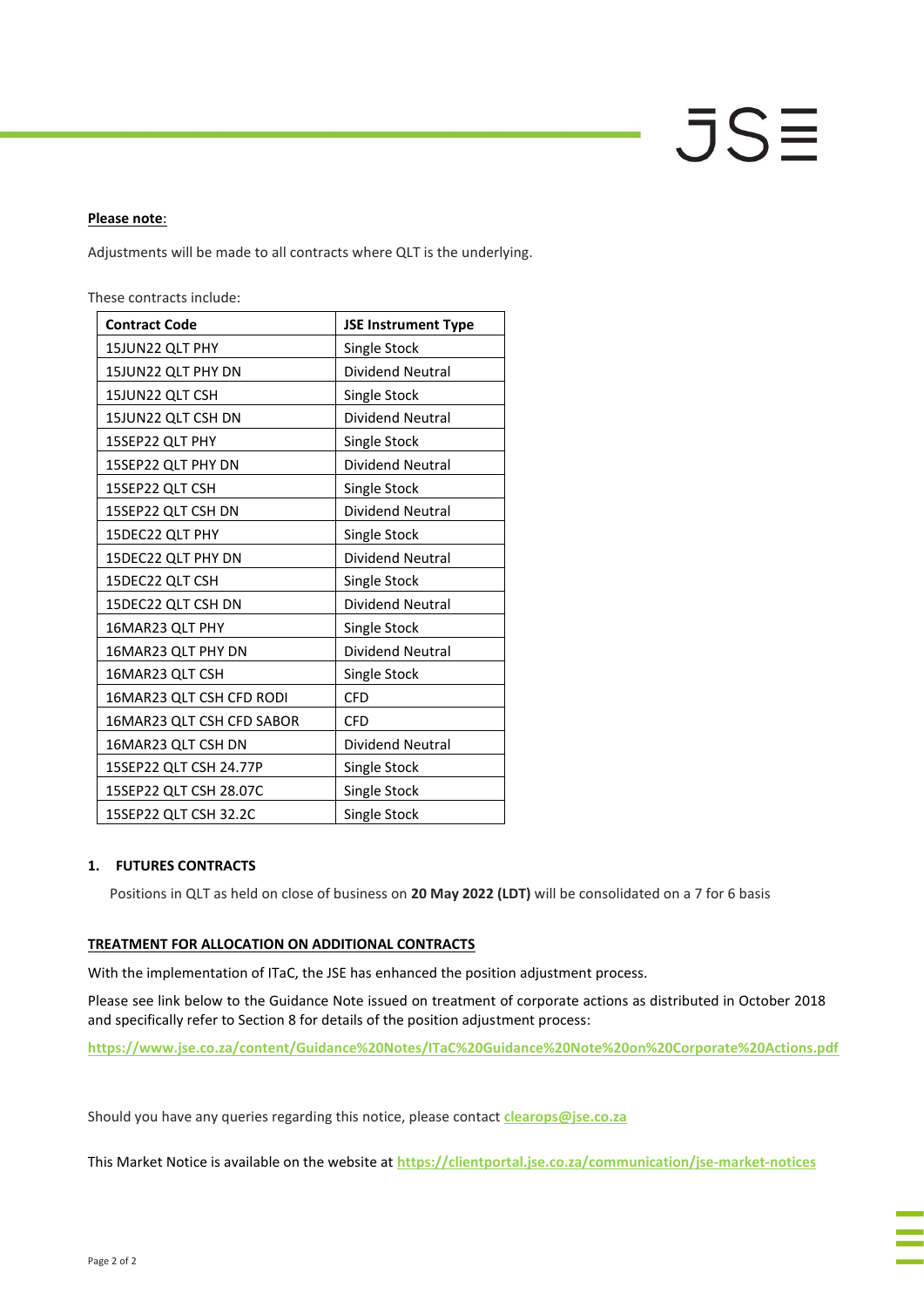**Please note**:

Adjustments will be made to all contracts where QLT is the underlying.

These contracts include:

| Contract Code | JSE Instrument Type |
|---|---|
| 15JUN22 QLT PHY | Single Stock |
| 15JUN22 QLT PHY DN | Dividend Neutral |
| 15JUN22 QLT CSH | Single Stock |
| 15JUN22 QLT CSH DN | Dividend Neutral |
| 15SEP22 QLT PHY | Single Stock |
| 15SEP22 QLT PHY DN | Dividend Neutral |
| 15SEP22 QLT CSH | Single Stock |
| 15SEP22 QLT CSH DN | Dividend Neutral |
| 15DEC22 QLT PHY | Single Stock |
| 15DEC22 QLT PHY DN | Dividend Neutral |
| 15DEC22 QLT CSH | Single Stock |
| 15DEC22 QLT CSH DN | Dividend Neutral |
| 16MAR23 QLT PHY | Single Stock |
| 16MAR23 QLT PHY DN | Dividend Neutral |
| 16MAR23 QLT CSH | Single Stock |
| 16MAR23 QLT CSH CFD RODI | CFD |
| 16MAR23 QLT CSH CFD SABOR | CFD |
| 16MAR23 QLT CSH DN | Dividend Neutral |
| 15SEP22 QLT CSH 24.77P | Single Stock |
| 15SEP22 QLT CSH 28.07C | Single Stock |
| 15SEP22 QLT CSH 32.2C | Single Stock |

## 1. FUTURES CONTRACTS

Positions in QLT as held on close of business on **20 May 2022 (LDT)** will be consolidated on a 7 for 6 basis

**TREATMENT FOR ALLOCATION ON ADDITIONAL CONTRACTS**

With the implementation of ITaC, the JSE has enhanced the position adjustment process.

Please see link below to the Guidance Note issued on treatment of corporate actions as distributed in October 2018 and specifically refer to Section 8 for details of the position adjustment process:

**https://www.jse.co.za/content/Guidance%20Notes/ITaC%20Guidance%20Note%20on%20Corporate%20Actions.pdf**

Should you have any queries regarding this notice, please contact **clearops@jse.co.za**

This Market Notice is available on the website at **https://clientportal.jse.co.za/communication/jse-market-notices**